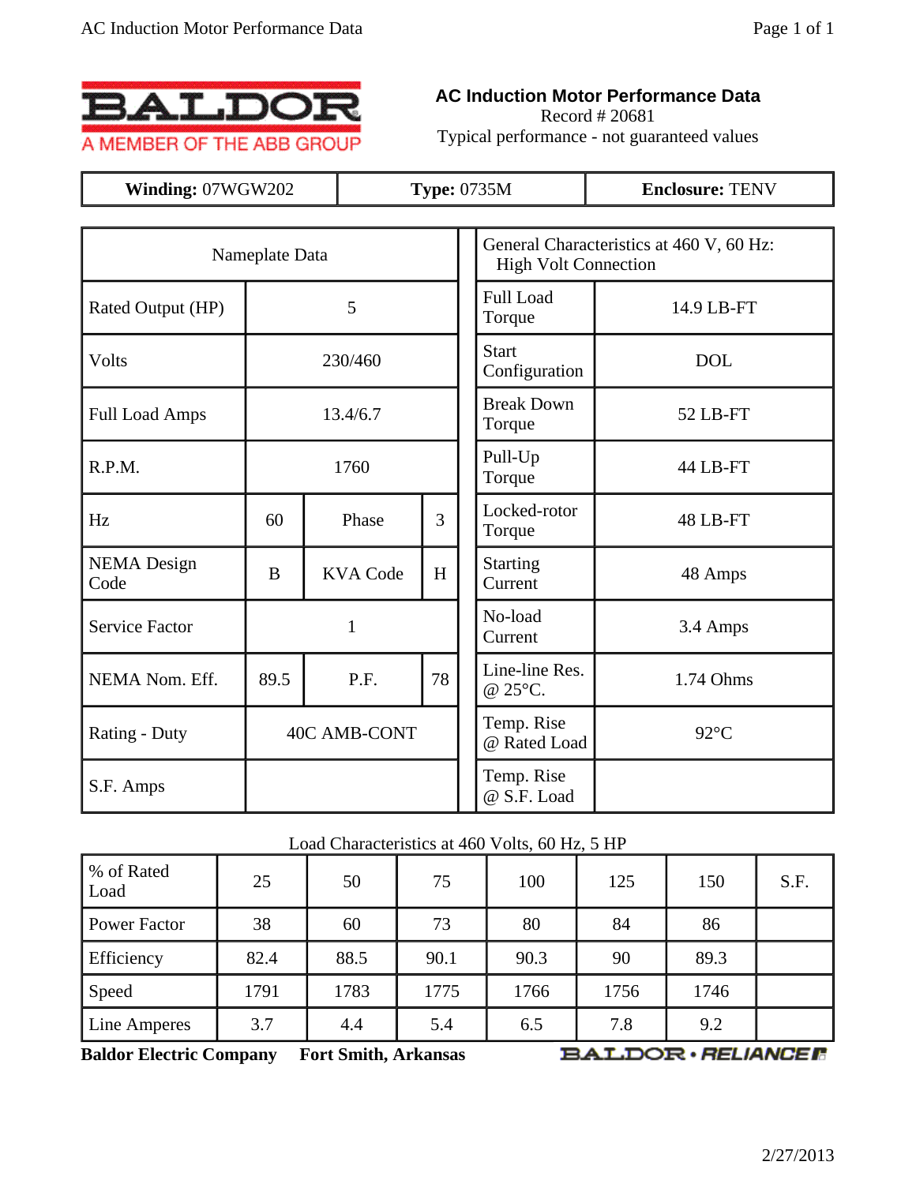BALDOR
A MEMBER OF THE ABB GROUP

# AC Induction Motor Performance Data

Record # 20681

Typical performance - not guaranteed values

| **Winding:** 07WGW202 | **Type:** 0735M | **Enclosure:** TENV |
|---|---|---|

| Nameplate Data | | | |
|---|---|---|---|
| Rated Output (HP) | 5 | | |
| Volts | 230/460 | | |
| Full Load Amps | 13.4/6.7 | | |
| R.P.M. | 1760 | | |
| Hz | 60 | Phase | 3 |
| NEMA Design Code | B | KVA Code | H |
| Service Factor | 1 | | |
| NEMA Nom. Eff. | 89.5 | P.F. | 78 |
| Rating - Duty | 40C AMB-CONT | | |
| S.F. Amps | | | |

| General Characteristics at 460 V, 60 Hz: High Volt Connection | |
|---|---|
| Full Load Torque | 14.9 LB-FT |
| Start Configuration | DOL |
| Break Down Torque | 52 LB-FT |
| Pull-Up Torque | 44 LB-FT |
| Locked-rotor Torque | 48 LB-FT |
| Starting Current | 48 Amps |
| No-load Current | 3.4 Amps |
| Line-line Res. @ 25°C. | 1.74 Ohms |
| Temp. Rise @ Rated Load | 92°C |
| Temp. Rise @ S.F. Load | |

Load Characteristics at 460 Volts, 60 Hz, 5 HP

| % of Rated Load | 25 | 50 | 75 | 100 | 125 | 150 | S.F. |
|---|---|---|---|---|---|---|---|
| Power Factor | 38 | 60 | 73 | 80 | 84 | 86 | |
| Efficiency | 82.4 | 88.5 | 90.1 | 90.3 | 90 | 89.3 | |
| Speed | 1791 | 1783 | 1775 | 1766 | 1756 | 1746 | |
| Line Amperes | 3.7 | 4.4 | 5.4 | 6.5 | 7.8 | 9.2 | |

**Baldor Electric Company** **Fort Smith, Arkansas** BALDOR • RELIANCE

2/27/2013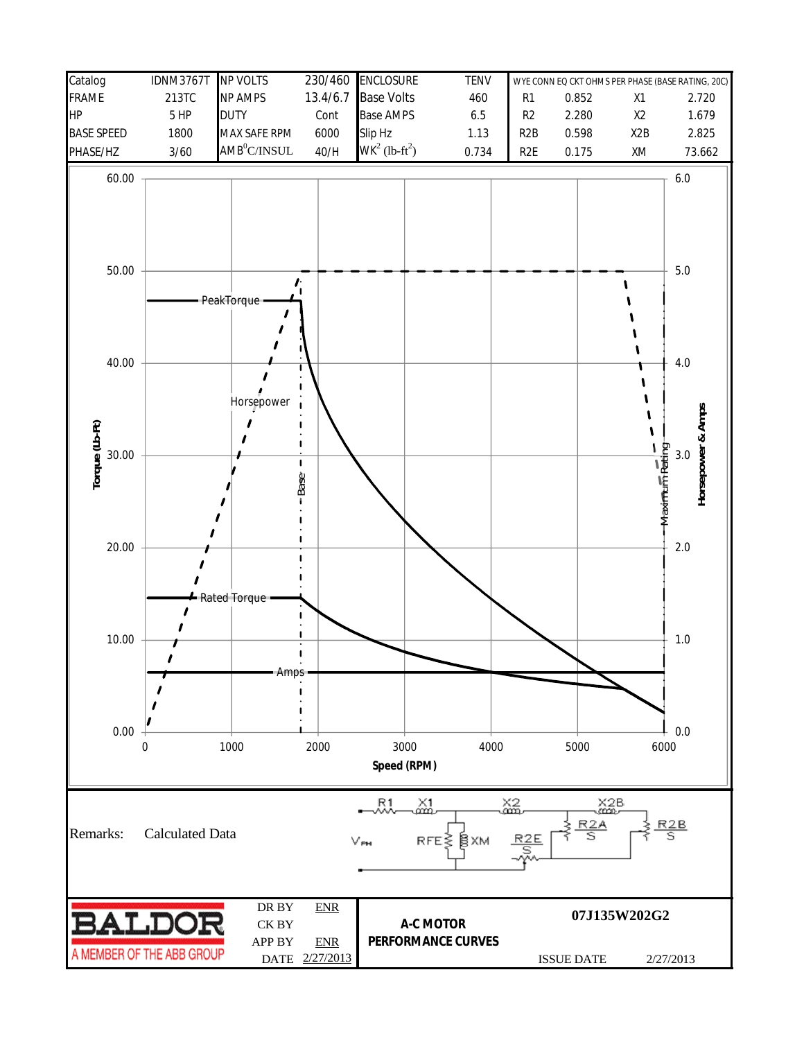| | | | | | | | | | | |
|---|---|---|---|---|---|---|---|---|---|---|
| Catalog | IDNM3767T | NP VOLTS | 230/460 | ENCLOSURE | TENV | WYE CONN EQ CKT OHMS PER PHASE (BASE RATING, 20C) | | | | |
| FRAME | 213TC | NP AMPS | 13.4/6.7 | Base Volts | 460 | R1 | 0.852 | X1 | 2.720 | |
| HP | 5 HP | DUTY | Cont | Base AMPS | 6.5 | R2 | 2.280 | X2 | 1.679 | |
| BASE SPEED | 1800 | MAX SAFE RPM | 6000 | Slip Hz | 1.13 | R2B | 0.598 | X2B | 2.825 | |
| PHASE/HZ | 3/60 | AMB$^0$C/INSUL | 40/H | $WK^2$ (lb-ft$^2$) | 0.734 | R2E | 0.175 | XM | 73.662 | |

Torque (Lb-Ft)
60.00
50.00
40.00
30.00
20.00
10.00
0.00

Horsepower & Amps
6.0
5.0
4.0
3.0
2.0
1.0
0.0

0
1000
2000
3000
4000
5000
6000

Speed (RPM)

PeakTorque
Horsepower
Base
Rated Torque
Amps
Maximum Rating

Remarks: Calculated Data

R1 X1 X2 X2B
$V_{PH}$ RFE XM R2E/S R2A/S R2B/S

BALDOR
A MEMBER OF THE ABB GROUP

| | |
|---|---|
| DR BY | ENR |
| CK BY | |
| APP BY | ENR |
| DATE | 2/27/2013 |

**A-C MOTOR PERFORMANCE CURVES**

07J135W202G2

ISSUE DATE 2/27/2013